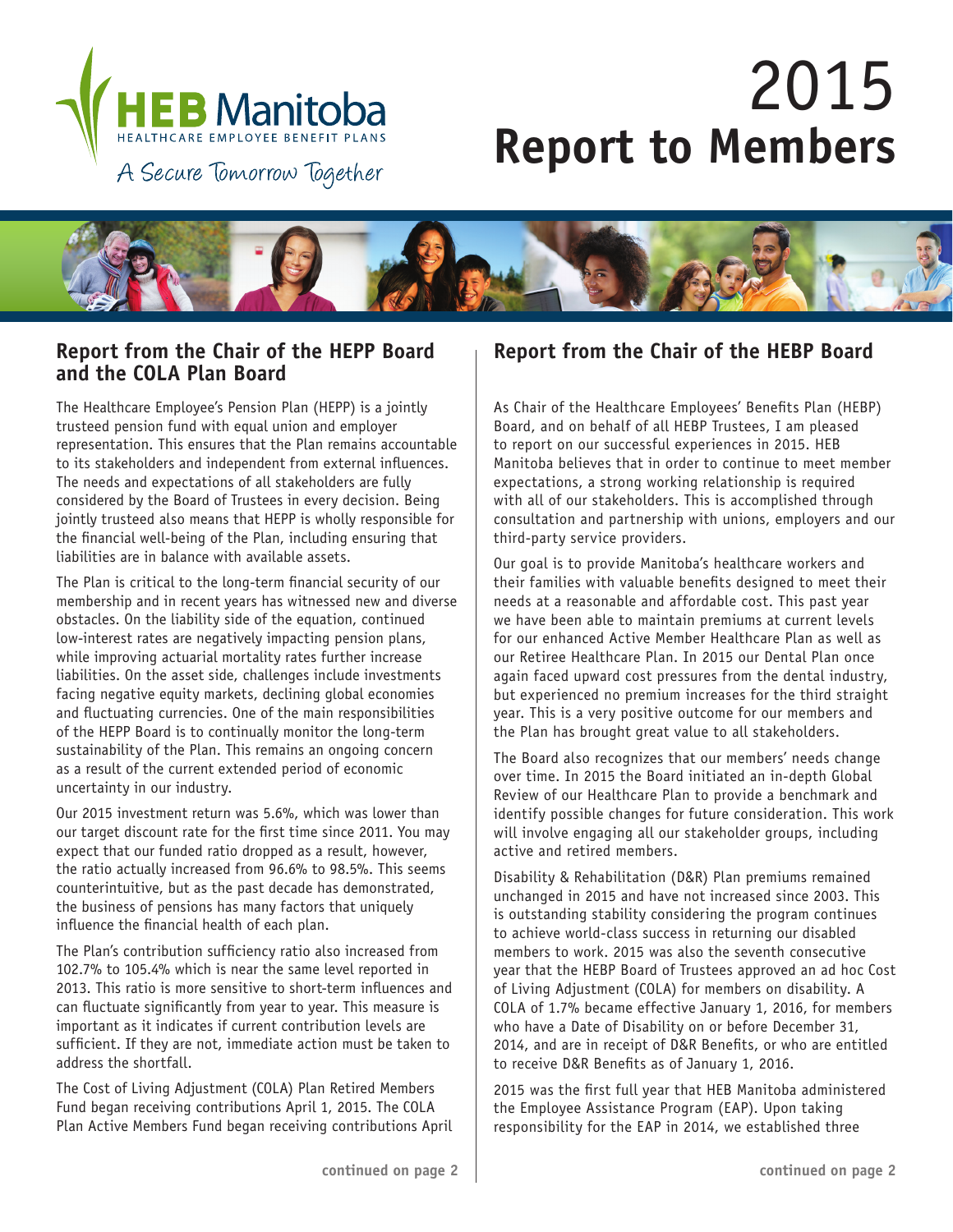HEB Manitoba
HEALTHCARE EMPLOYEE BENEFIT PLANS

*A Secure Tomorrow Together*

# 2015 Report to Members

## Report from the Chair of the HEPP Board and the COLA Plan Board

The Healthcare Employee's Pension Plan (HEPP) is a jointly trusteed pension fund with equal union and employer representation. This ensures that the Plan remains accountable to its stakeholders and independent from external influences. The needs and expectations of all stakeholders are fully considered by the Board of Trustees in every decision. Being jointly trusteed also means that HEPP is wholly responsible for the financial well-being of the Plan, including ensuring that liabilities are in balance with available assets.

The Plan is critical to the long-term financial security of our membership and in recent years has witnessed new and diverse obstacles. On the liability side of the equation, continued low-interest rates are negatively impacting pension plans, while improving actuarial mortality rates further increase liabilities. On the asset side, challenges include investments facing negative equity markets, declining global economies and fluctuating currencies. One of the main responsibilities of the HEPP Board is to continually monitor the long-term sustainability of the Plan. This remains an ongoing concern as a result of the current extended period of economic uncertainty in our industry.

Our 2015 investment return was 5.6%, which was lower than our target discount rate for the first time since 2011. You may expect that our funded ratio dropped as a result, however, the ratio actually increased from 96.6% to 98.5%. This seems counterintuitive, but as the past decade has demonstrated, the business of pensions has many factors that uniquely influence the financial health of each plan.

The Plan's contribution sufficiency ratio also increased from 102.7% to 105.4% which is near the same level reported in 2013. This ratio is more sensitive to short-term influences and can fluctuate significantly from year to year. This measure is important as it indicates if current contribution levels are sufficient. If they are not, immediate action must be taken to address the shortfall.

The Cost of Living Adjustment (COLA) Plan Retired Members Fund began receiving contributions April 1, 2015. The COLA Plan Active Members Fund began receiving contributions April

**continued on page 2**

## Report from the Chair of the HEBP Board

As Chair of the Healthcare Employees' Benefits Plan (HEBP) Board, and on behalf of all HEBP Trustees, I am pleased to report on our successful experiences in 2015. HEB Manitoba believes that in order to continue to meet member expectations, a strong working relationship is required with all of our stakeholders. This is accomplished through consultation and partnership with unions, employers and our third-party service providers.

Our goal is to provide Manitoba's healthcare workers and their families with valuable benefits designed to meet their needs at a reasonable and affordable cost. This past year we have been able to maintain premiums at current levels for our enhanced Active Member Healthcare Plan as well as our Retiree Healthcare Plan. In 2015 our Dental Plan once again faced upward cost pressures from the dental industry, but experienced no premium increases for the third straight year. This is a very positive outcome for our members and the Plan has brought great value to all stakeholders.

The Board also recognizes that our members' needs change over time. In 2015 the Board initiated an in-depth Global Review of our Healthcare Plan to provide a benchmark and identify possible changes for future consideration. This work will involve engaging all our stakeholder groups, including active and retired members.

Disability & Rehabilitation (D&R) Plan premiums remained unchanged in 2015 and have not increased since 2003. This is outstanding stability considering the program continues to achieve world-class success in returning our disabled members to work. 2015 was also the seventh consecutive year that the HEBP Board of Trustees approved an ad hoc Cost of Living Adjustment (COLA) for members on disability. A COLA of 1.7% became effective January 1, 2016, for members who have a Date of Disability on or before December 31, 2014, and are in receipt of D&R Benefits, or who are entitled to receive D&R Benefits as of January 1, 2016.

2015 was the first full year that HEB Manitoba administered the Employee Assistance Program (EAP). Upon taking responsibility for the EAP in 2014, we established three

**continued on page 2**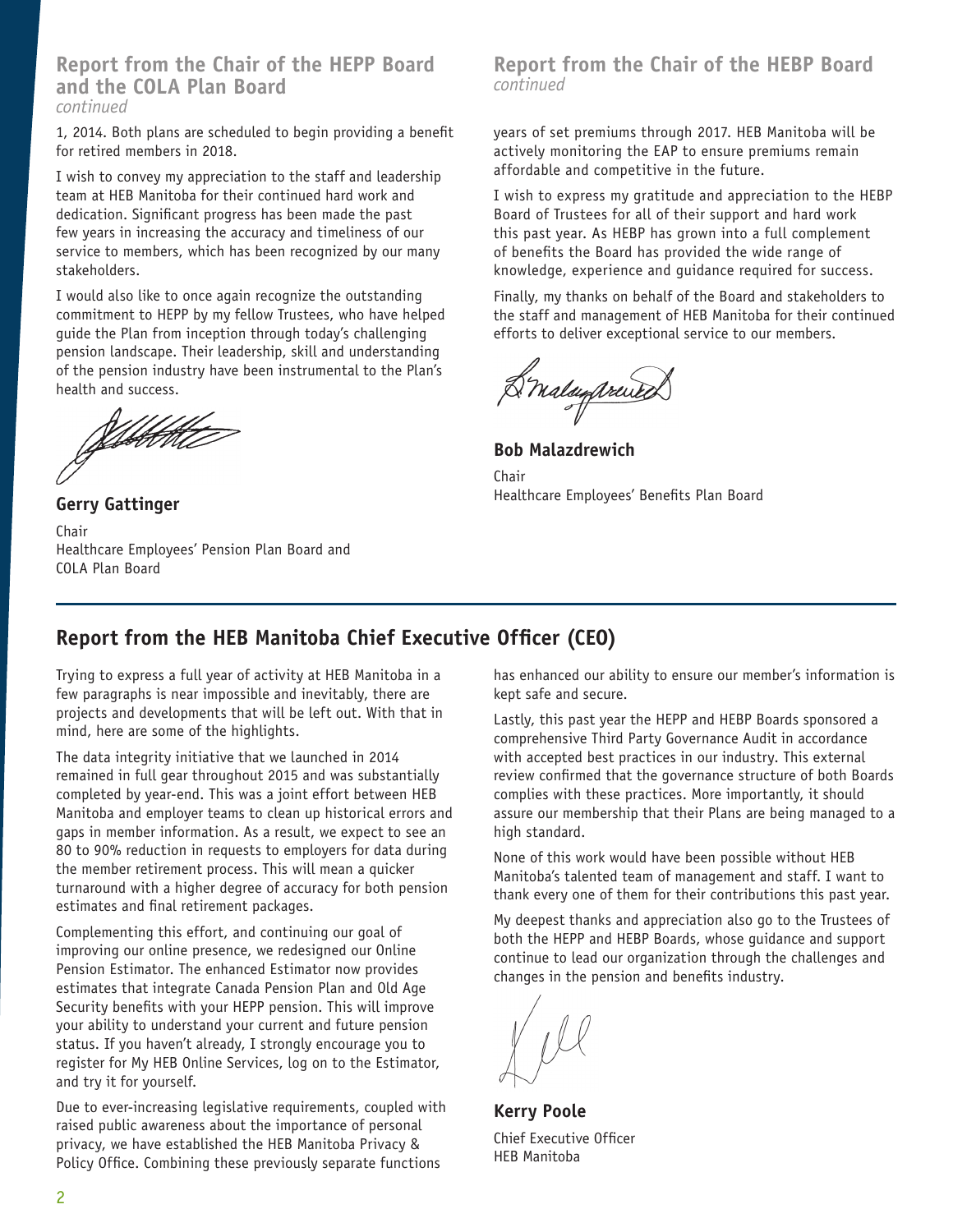## Report from the Chair of the HEPP Board and the COLA Plan Board

*continued*

1, 2014. Both plans are scheduled to begin providing a benefit for retired members in 2018.

I wish to convey my appreciation to the staff and leadership team at HEB Manitoba for their continued hard work and dedication. Significant progress has been made the past few years in increasing the accuracy and timeliness of our service to members, which has been recognized by our many stakeholders.

I would also like to once again recognize the outstanding commitment to HEPP by my fellow Trustees, who have helped guide the Plan from inception through today's challenging pension landscape. Their leadership, skill and understanding of the pension industry have been instrumental to the Plan's health and success.

**Gerry Gattinger**

Chair
Healthcare Employees' Pension Plan Board and COLA Plan Board

## Report from the Chair of the HEBP Board

*continued*

years of set premiums through 2017. HEB Manitoba will be actively monitoring the EAP to ensure premiums remain affordable and competitive in the future.

I wish to express my gratitude and appreciation to the HEBP Board of Trustees for all of their support and hard work this past year. As HEBP has grown into a full complement of benefits the Board has provided the wide range of knowledge, experience and guidance required for success.

Finally, my thanks on behalf of the Board and stakeholders to the staff and management of HEB Manitoba for their continued efforts to deliver exceptional service to our members.

**Bob Malazdrewich**

Chair
Healthcare Employees' Benefits Plan Board

## Report from the HEB Manitoba Chief Executive Officer (CEO)

Trying to express a full year of activity at HEB Manitoba in a few paragraphs is near impossible and inevitably, there are projects and developments that will be left out. With that in mind, here are some of the highlights.

The data integrity initiative that we launched in 2014 remained in full gear throughout 2015 and was substantially completed by year-end. This was a joint effort between HEB Manitoba and employer teams to clean up historical errors and gaps in member information. As a result, we expect to see an 80 to 90% reduction in requests to employers for data during the member retirement process. This will mean a quicker turnaround with a higher degree of accuracy for both pension estimates and final retirement packages.

Complementing this effort, and continuing our goal of improving our online presence, we redesigned our Online Pension Estimator. The enhanced Estimator now provides estimates that integrate Canada Pension Plan and Old Age Security benefits with your HEPP pension. This will improve your ability to understand your current and future pension status. If you haven't already, I strongly encourage you to register for My HEB Online Services, log on to the Estimator, and try it for yourself.

Due to ever-increasing legislative requirements, coupled with raised public awareness about the importance of personal privacy, we have established the HEB Manitoba Privacy & Policy Office. Combining these previously separate functions has enhanced our ability to ensure our member's information is kept safe and secure.

Lastly, this past year the HEPP and HEBP Boards sponsored a comprehensive Third Party Governance Audit in accordance with accepted best practices in our industry. This external review confirmed that the governance structure of both Boards complies with these practices. More importantly, it should assure our membership that their Plans are being managed to a high standard.

None of this work would have been possible without HEB Manitoba's talented team of management and staff. I want to thank every one of them for their contributions this past year.

My deepest thanks and appreciation also go to the Trustees of both the HEPP and HEBP Boards, whose guidance and support continue to lead our organization through the challenges and changes in the pension and benefits industry.

**Kerry Poole**

Chief Executive Officer
HEB Manitoba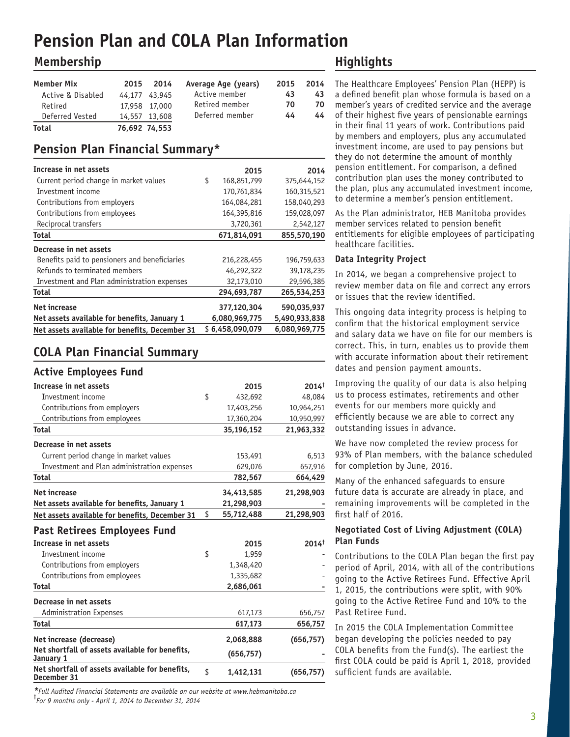# Pension Plan and COLA Plan Information

## Membership

| Member Mix | 2015 | 2014 |
|---|---|---|
| Active & Disabled | 44,177 | 43,945 |
| Retired | 17,958 | 17,000 |
| Deferred Vested | 14,557 | 13,608 |
| **Total** | **76,692** | **74,553** |

| Average Age (years) | 2015 | 2014 |
|---|---|---|
| Active member | **43** | **43** |
| Retired member | **70** | **70** |
| Deferred member | **44** | **44** |

## Pension Plan Financial Summary*

| **Increase in net assets** | **2015** | **2014** |
|---|---|---|
| Current period change in market values | $ 168,851,799 | 375,644,152 |
| Investment income | 170,761,834 | 160,315,521 |
| Contributions from employers | 164,084,281 | 158,040,293 |
| Contributions from employees | 164,395,816 | 159,028,097 |
| Reciprocal transfers | 3,720,361 | 2,542,127 |
| **Total** | **671,814,091** | **855,570,190** |
| **Decrease in net assets** | | |
| Benefits paid to pensioners and beneficiaries | 216,228,455 | 196,759,633 |
| Refunds to terminated members | 46,292,322 | 39,178,235 |
| Investment and Plan administration expenses | 32,173,010 | 29,596,385 |
| **Total** | **294,693,787** | **265,534,253** |
| **Net increase** | **377,120,304** | **590,035,937** |
| **Net assets available for benefits, January 1** | **6,080,969,775** | **5,490,933,838** |
| **Net assets available for benefits, December 31** | **$ 6,458,090,079** | **6,080,969,775** |

## COLA Plan Financial Summary

### Active Employees Fund

| **Increase in net assets** | **2015** | **2014**† |
|---|---|---|
| Investment income | $ 432,692 | 48,084 |
| Contributions from employers | 17,403,256 | 10,964,251 |
| Contributions from employees | 17,360,204 | 10,950,997 |
| **Total** | **35,196,152** | **21,963,332** |
| **Decrease in net assets** | | |
| Current period change in market values | 153,491 | 6,513 |
| Investment and Plan administration expenses | 629,076 | 657,916 |
| **Total** | **782,567** | **664,429** |
| **Net increase** | **34,413,585** | **21,298,903** |
| **Net assets available for benefits, January 1** | **21,298,903** | **-** |
| **Net assets available for benefits, December 31** | **$ 55,712,488** | **21,298,903** |

### Past Retirees Employees Fund

| **Increase in net assets** | **2015** | **2014**† |
|---|---|---|
| Investment income | $ 1,959 | - |
| Contributions from employers | 1,348,420 | - |
| Contributions from employees | 1,335,682 | - |
| **Total** | **2,686,061** | **-** |
| **Decrease in net assets** | | |
| Administration Expenses | 617,173 | 656,757 |
| **Total** | **617,173** | **656,757** |
| **Net increase (decrease)** | **2,068,888** | **(656,757)** |
| **Net shortfall of assets available for benefits, January 1** | **(656,757)** | **-** |
| **Net shortfall of assets available for benefits, December 31** | **$ 1,412,131** | **(656,757)** |

*\*Full Audited Financial Statements are available on our website at www.hebmanitoba.ca*

*†For 9 months only - April 1, 2014 to December 31, 2014*

## Highlights

The Healthcare Employees' Pension Plan (HEPP) is a defined benefit plan whose formula is based on a member's years of credited service and the average of their highest five years of pensionable earnings in their final 11 years of work. Contributions paid by members and employers, plus any accumulated investment income, are used to pay pensions but they do not determine the amount of monthly pension entitlement. For comparison, a defined contribution plan uses the money contributed to the plan, plus any accumulated investment income, to determine a member's pension entitlement.

As the Plan administrator, HEB Manitoba provides member services related to pension benefit entitlements for eligible employees of participating healthcare facilities.

### Data Integrity Project

In 2014, we began a comprehensive project to review member data on file and correct any errors or issues that the review identified.

This ongoing data integrity process is helping to confirm that the historical employment service and salary data we have on file for our members is correct. This, in turn, enables us to provide them with accurate information about their retirement dates and pension payment amounts.

Improving the quality of our data is also helping us to process estimates, retirements and other events for our members more quickly and efficiently because we are able to correct any outstanding issues in advance.

We have now completed the review process for 93% of Plan members, with the balance scheduled for completion by June, 2016.

Many of the enhanced safeguards to ensure future data is accurate are already in place, and remaining improvements will be completed in the first half of 2016.

### Negotiated Cost of Living Adjustment (COLA) Plan Funds

Contributions to the COLA Plan began the first pay period of April, 2014, with all of the contributions going to the Active Retirees Fund. Effective April 1, 2015, the contributions were split, with 90% going to the Active Retiree Fund and 10% to the Past Retiree Fund.

In 2015 the COLA Implementation Committee began developing the policies needed to pay COLA benefits from the Fund(s). The earliest the first COLA could be paid is April 1, 2018, provided sufficient funds are available.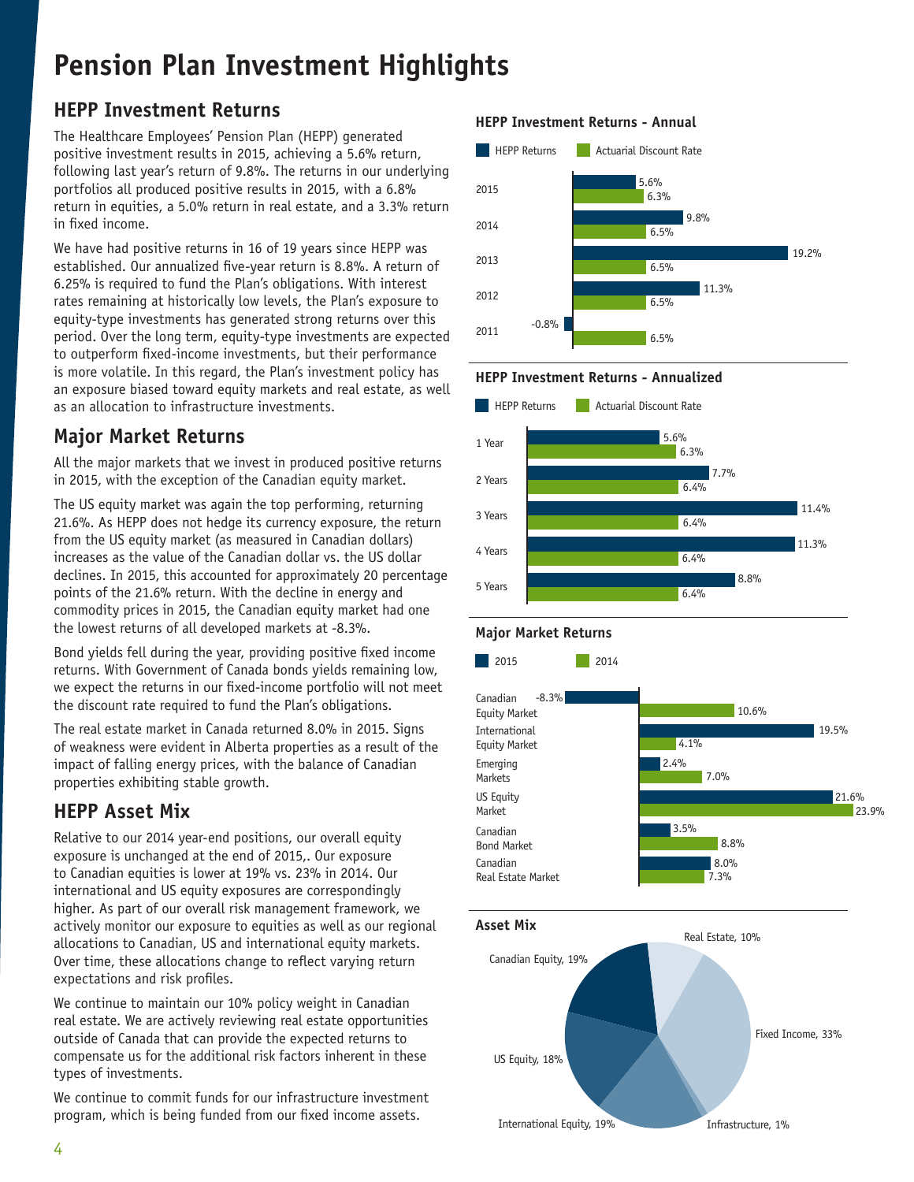# Pension Plan Investment Highlights

## HEPP Investment Returns

The Healthcare Employees' Pension Plan (HEPP) generated positive investment results in 2015, achieving a 5.6% return, following last year's return of 9.8%. The returns in our underlying portfolios all produced positive results in 2015, with a 6.8% return in equities, a 5.0% return in real estate, and a 3.3% return in fixed income.

We have had positive returns in 16 of 19 years since HEPP was established. Our annualized five-year return is 8.8%. A return of 6.25% is required to fund the Plan's obligations. With interest rates remaining at historically low levels, the Plan's exposure to equity-type investments has generated strong returns over this period. Over the long term, equity-type investments are expected to outperform fixed-income investments, but their performance is more volatile. In this regard, the Plan's investment policy has an exposure biased toward equity markets and real estate, as well as an allocation to infrastructure investments.

## Major Market Returns

All the major markets that we invest in produced positive returns in 2015, with the exception of the Canadian equity market.

The US equity market was again the top performing, returning 21.6%. As HEPP does not hedge its currency exposure, the return from the US equity market (as measured in Canadian dollars) increases as the value of the Canadian dollar vs. the US dollar declines. In 2015, this accounted for approximately 20 percentage points of the 21.6% return. With the decline in energy and commodity prices in 2015, the Canadian equity market had one the lowest returns of all developed markets at -8.3%.

Bond yields fell during the year, providing positive fixed income returns. With Government of Canada bonds yields remaining low, we expect the returns in our fixed-income portfolio will not meet the discount rate required to fund the Plan's obligations.

The real estate market in Canada returned 8.0% in 2015. Signs of weakness were evident in Alberta properties as a result of the impact of falling energy prices, with the balance of Canadian properties exhibiting stable growth.

## HEPP Asset Mix

Relative to our 2014 year-end positions, our overall equity exposure is unchanged at the end of 2015,. Our exposure to Canadian equities is lower at 19% vs. 23% in 2014. Our international and US equity exposures are correspondingly higher. As part of our overall risk management framework, we actively monitor our exposure to equities as well as our regional allocations to Canadian, US and international equity markets. Over time, these allocations change to reflect varying return expectations and risk profiles.

We continue to maintain our 10% policy weight in Canadian real estate. We are actively reviewing real estate opportunities outside of Canada that can provide the expected returns to compensate us for the additional risk factors inherent in these types of investments.

We continue to commit funds for our infrastructure investment program, which is being funded from our fixed income assets.

### HEPP Investment Returns - Annual

| Year | HEPP Returns | Actuarial Discount Rate |
|---|---|---|
| 2015 | 5.6% | 6.3% |
| 2014 | 9.8% | 6.5% |
| 2013 | 19.2% | 6.5% |
| 2012 | 11.3% | 6.5% |
| 2011 | -0.8% | 6.5% |

### HEPP Investment Returns - Annualized

| Period | HEPP Returns | Actuarial Discount Rate |
|---|---|---|
| 1 Year | 5.6% | 6.3% |
| 2 Years | 7.7% | 6.4% |
| 3 Years | 11.4% | 6.4% |
| 4 Years | 11.3% | 6.4% |
| 5 Years | 8.8% | 6.4% |

### Major Market Returns

| Market | 2015 | 2014 |
|---|---|---|
| Canadian Equity Market | -8.3% | 10.6% |
| International Equity Market | 19.5% | 4.1% |
| Emerging Markets | 2.4% | 7.0% |
| US Equity Market | 21.6% | 23.9% |
| Canadian Bond Market | 3.5% | 8.8% |
| Canadian Real Estate Market | 8.0% | 7.3% |

### Asset Mix

| Asset Class | Allocation |
|---|---|
| Canadian Equity | 19% |
| Real Estate | 10% |
| Fixed Income | 33% |
| Infrastructure | 1% |
| International Equity | 19% |
| US Equity | 18% |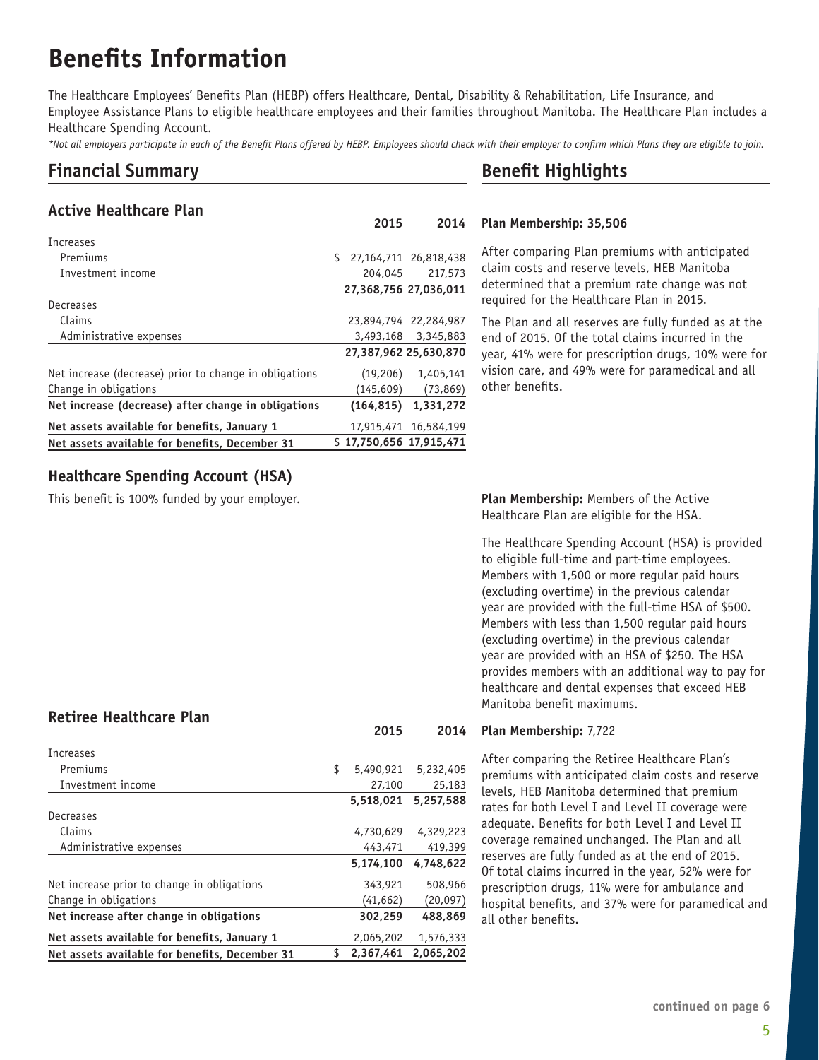# Benefits Information

The Healthcare Employees' Benefits Plan (HEBP) offers Healthcare, Dental, Disability & Rehabilitation, Life Insurance, and Employee Assistance Plans to eligible healthcare employees and their families throughout Manitoba. The Healthcare Plan includes a Healthcare Spending Account.

*\*Not all employers participate in each of the Benefit Plans offered by HEBP. Employees should check with their employer to confirm which Plans they are eligible to join.*

## Financial Summary

### Active Healthcare Plan

| | 2015 | 2014 |
|---|---|---|
| Increases | | |
| Premiums | $ 27,164,711 | 26,818,438 |
| Investment income | 204,045 | 217,573 |
| | **27,368,756** | **27,036,011** |
| Decreases | | |
| Claims | 23,894,794 | 22,284,987 |
| Administrative expenses | 3,493,168 | 3,345,883 |
| | **27,387,962** | **25,630,870** |
| Net increase (decrease) prior to change in obligations | (19,206) | 1,405,141 |
| Change in obligations | (145,609) | (73,869) |
| **Net increase (decrease) after change in obligations** | **(164,815)** | **1,331,272** |
| **Net assets available for benefits, January 1** | 17,915,471 | 16,584,199 |
| **Net assets available for benefits, December 31** | **$ 17,750,656** | **17,915,471** |

## Benefit Highlights

**Plan Membership: 35,506**

After comparing Plan premiums with anticipated claim costs and reserve levels, HEB Manitoba determined that a premium rate change was not required for the Healthcare Plan in 2015.

The Plan and all reserves are fully funded as at the end of 2015. Of the total claims incurred in the year, 41% were for prescription drugs, 10% were for vision care, and 49% were for paramedical and all other benefits.

### Healthcare Spending Account (HSA)

This benefit is 100% funded by your employer.

**Plan Membership:** Members of the Active Healthcare Plan are eligible for the HSA.

The Healthcare Spending Account (HSA) is provided to eligible full-time and part-time employees. Members with 1,500 or more regular paid hours (excluding overtime) in the previous calendar year are provided with the full-time HSA of $500. Members with less than 1,500 regular paid hours (excluding overtime) in the previous calendar year are provided with an HSA of $250. The HSA provides members with an additional way to pay for healthcare and dental expenses that exceed HEB Manitoba benefit maximums.

### Retiree Healthcare Plan

| | 2015 | 2014 |
|---|---|---|
| Increases | | |
| Premiums | $ 5,490,921 | 5,232,405 |
| Investment income | 27,100 | 25,183 |
| | **5,518,021** | **5,257,588** |
| Decreases | | |
| Claims | 4,730,629 | 4,329,223 |
| Administrative expenses | 443,471 | 419,399 |
| | **5,174,100** | **4,748,622** |
| Net increase prior to change in obligations | 343,921 | 508,966 |
| Change in obligations | (41,662) | (20,097) |
| **Net increase after change in obligations** | **302,259** | **488,869** |
| **Net assets available for benefits, January 1** | 2,065,202 | 1,576,333 |
| **Net assets available for benefits, December 31** | **$ 2,367,461** | **2,065,202** |

**Plan Membership:** 7,722

After comparing the Retiree Healthcare Plan's premiums with anticipated claim costs and reserve levels, HEB Manitoba determined that premium rates for both Level I and Level II coverage were adequate. Benefits for both Level I and Level II coverage remained unchanged. The Plan and all reserves are fully funded as at the end of 2015. Of total claims incurred in the year, 52% were for prescription drugs, 11% were for ambulance and hospital benefits, and 37% were for paramedical and all other benefits.

**continued on page 6**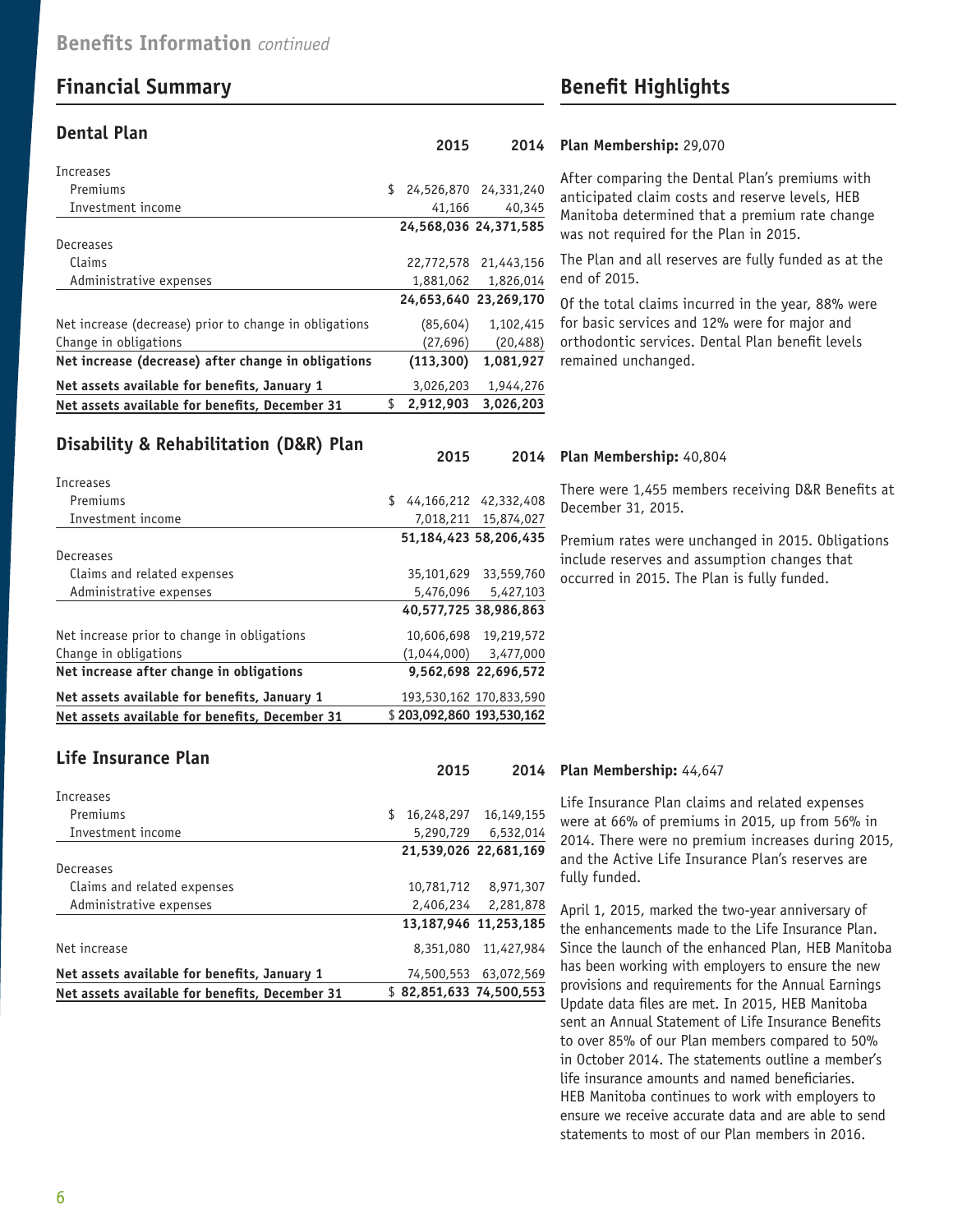## Benefits Information *continued*

## Financial Summary

### Dental Plan

| | 2015 | 2014 |
|---|---|---|
| Increases | | |
| Premiums | $ 24,526,870 | 24,331,240 |
| Investment income | 41,166 | 40,345 |
| | **24,568,036** | **24,371,585** |
| Decreases | | |
| Claims | 22,772,578 | 21,443,156 |
| Administrative expenses | 1,881,062 | 1,826,014 |
| | **24,653,640** | **23,269,170** |
| Net increase (decrease) prior to change in obligations | (85,604) | 1,102,415 |
| Change in obligations | (27,696) | (20,488) |
| **Net increase (decrease) after change in obligations** | **(113,300)** | **1,081,927** |
| **Net assets available for benefits, January 1** | 3,026,203 | 1,944,276 |
| **Net assets available for benefits, December 31** | **$ 2,912,903** | **3,026,203** |

### Disability & Rehabilitation (D&R) Plan

| | 2015 | 2014 |
|---|---|---|
| Increases | | |
| Premiums | $ 44,166,212 | 42,332,408 |
| Investment income | 7,018,211 | 15,874,027 |
| | **51,184,423** | **58,206,435** |
| Decreases | | |
| Claims and related expenses | 35,101,629 | 33,559,760 |
| Administrative expenses | 5,476,096 | 5,427,103 |
| | **40,577,725** | **38,986,863** |
| Net increase prior to change in obligations | 10,606,698 | 19,219,572 |
| Change in obligations | (1,044,000) | 3,477,000 |
| **Net increase after change in obligations** | **9,562,698** | **22,696,572** |
| **Net assets available for benefits, January 1** | 193,530,162 | 170,833,590 |
| **Net assets available for benefits, December 31** | **$ 203,092,860** | **193,530,162** |

### Life Insurance Plan

| | 2015 | 2014 |
|---|---|---|
| Increases | | |
| Premiums | $ 16,248,297 | 16,149,155 |
| Investment income | 5,290,729 | 6,532,014 |
| | **21,539,026** | **22,681,169** |
| Decreases | | |
| Claims and related expenses | 10,781,712 | 8,971,307 |
| Administrative expenses | 2,406,234 | 2,281,878 |
| | **13,187,946** | **11,253,185** |
| Net increase | 8,351,080 | 11,427,984 |
| **Net assets available for benefits, January 1** | 74,500,553 | 63,072,569 |
| **Net assets available for benefits, December 31** | **$ 82,851,633** | **74,500,553** |

## Benefit Highlights

**Plan Membership:** 29,070

After comparing the Dental Plan's premiums with anticipated claim costs and reserve levels, HEB Manitoba determined that a premium rate change was not required for the Plan in 2015.

The Plan and all reserves are fully funded as at the end of 2015.

Of the total claims incurred in the year, 88% were for basic services and 12% were for major and orthodontic services. Dental Plan benefit levels remained unchanged.

**Plan Membership:** 40,804

There were 1,455 members receiving D&R Benefits at December 31, 2015.

Premium rates were unchanged in 2015. Obligations include reserves and assumption changes that occurred in 2015. The Plan is fully funded.

**Plan Membership:** 44,647

Life Insurance Plan claims and related expenses were at 66% of premiums in 2015, up from 56% in 2014. There were no premium increases during 2015, and the Active Life Insurance Plan's reserves are fully funded.

April 1, 2015, marked the two-year anniversary of the enhancements made to the Life Insurance Plan. Since the launch of the enhanced Plan, HEB Manitoba has been working with employers to ensure the new provisions and requirements for the Annual Earnings Update data files are met. In 2015, HEB Manitoba sent an Annual Statement of Life Insurance Benefits to over 85% of our Plan members compared to 50% in October 2014. The statements outline a member's life insurance amounts and named beneficiaries. HEB Manitoba continues to work with employers to ensure we receive accurate data and are able to send statements to most of our Plan members in 2016.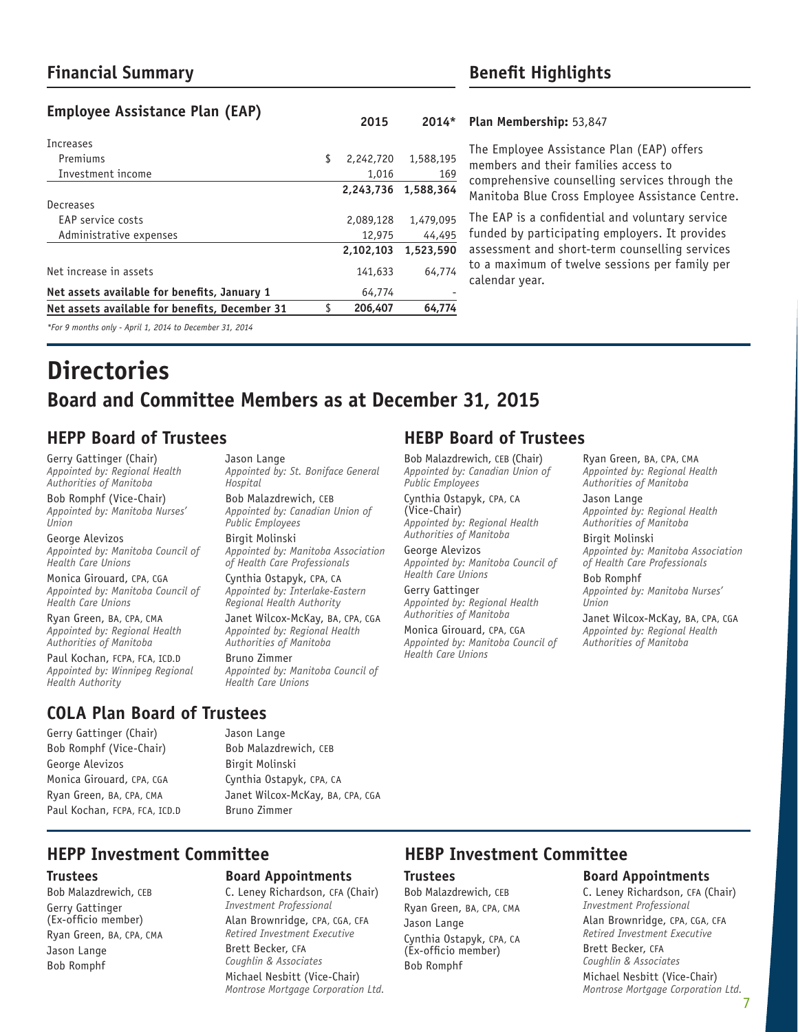## Financial Summary

### Employee Assistance Plan (EAP)

| | | 2015 | 2014* |
|---|---|---|---|
| Increases | | | |
| Premiums | $ | 2,242,720 | 1,588,195 |
| Investment income | | 1,016 | 169 |
| | | **2,243,736** | **1,588,364** |
| Decreases | | | |
| EAP service costs | | 2,089,128 | 1,479,095 |
| Administrative expenses | | 12,975 | 44,495 |
| | | **2,102,103** | **1,523,590** |
| Net increase in assets | | 141,633 | 64,774 |
| **Net assets available for benefits, January 1** | | 64,774 | - |
| **Net assets available for benefits, December 31** | $ | **206,407** | **64,774** |

*\*For 9 months only - April 1, 2014 to December 31, 2014*

## Benefit Highlights

**Plan Membership:** 53,847

The Employee Assistance Plan (EAP) offers members and their families access to comprehensive counselling services through the Manitoba Blue Cross Employee Assistance Centre.

The EAP is a confidential and voluntary service funded by participating employers. It provides assessment and short-term counselling services to a maximum of twelve sessions per family per calendar year.

# Directories

## Board and Committee Members as at December 31, 2015

### HEPP Board of Trustees

Gerry Gattinger (Chair)
*Appointed by: Regional Health Authorities of Manitoba*

Bob Romphf (Vice-Chair)
*Appointed by: Manitoba Nurses' Union*

George Alevizos
*Appointed by: Manitoba Council of Health Care Unions*

Monica Girouard, CPA, CGA
*Appointed by: Manitoba Council of Health Care Unions*

Ryan Green, BA, CPA, CMA
*Appointed by: Regional Health Authorities of Manitoba*

Paul Kochan, FCPA, FCA, ICD.D
*Appointed by: Winnipeg Regional Health Authority*

Jason Lange
*Appointed by: St. Boniface General Hospital*

Bob Malazdrewich, CEB
*Appointed by: Canadian Union of Public Employees*

Birgit Molinski
*Appointed by: Manitoba Association of Health Care Professionals*

Cynthia Ostapyk, CPA, CA
*Appointed by: Interlake-Eastern Regional Health Authority*

Janet Wilcox-McKay, BA, CPA, CGA
*Appointed by: Regional Health Authorities of Manitoba*

Bruno Zimmer
*Appointed by: Manitoba Council of Health Care Unions*

### HEBP Board of Trustees

Bob Malazdrewich, CEB (Chair)
*Appointed by: Canadian Union of Public Employees*

Cynthia Ostapyk, CPA, CA (Vice-Chair)
*Appointed by: Regional Health Authorities of Manitoba*

George Alevizos
*Appointed by: Manitoba Council of Health Care Unions*

Gerry Gattinger
*Appointed by: Regional Health Authorities of Manitoba*

Monica Girouard, CPA, CGA
*Appointed by: Manitoba Council of Health Care Unions*

Ryan Green, BA, CPA, CMA
*Appointed by: Regional Health Authorities of Manitoba*

Jason Lange
*Appointed by: Regional Health Authorities of Manitoba*

Birgit Molinski
*Appointed by: Manitoba Association of Health Care Professionals*

Bob Romphf
*Appointed by: Manitoba Nurses' Union*

Janet Wilcox-McKay, BA, CPA, CGA
*Appointed by: Regional Health Authorities of Manitoba*

### COLA Plan Board of Trustees

Gerry Gattinger (Chair)
Bob Romphf (Vice-Chair)
George Alevizos
Monica Girouard, CPA, CGA
Ryan Green, BA, CPA, CMA
Paul Kochan, FCPA, FCA, ICD.D
Jason Lange
Bob Malazdrewich, CEB
Birgit Molinski
Cynthia Ostapyk, CPA, CA
Janet Wilcox-McKay, BA, CPA, CGA
Bruno Zimmer

### HEPP Investment Committee

#### Trustees

Bob Malazdrewich, CEB
Gerry Gattinger (Ex-officio member)
Ryan Green, BA, CPA, CMA
Jason Lange
Bob Romphf

#### Board Appointments

C. Leney Richardson, CFA (Chair)
*Investment Professional*

Alan Brownridge, CPA, CGA, CFA
*Retired Investment Executive*

Brett Becker, CFA
*Coughlin & Associates*

Michael Nesbitt (Vice-Chair)
*Montrose Mortgage Corporation Ltd.*

### HEBP Investment Committee

#### Trustees

Bob Malazdrewich, CEB
Ryan Green, BA, CPA, CMA
Jason Lange
Cynthia Ostapyk, CPA, CA (Ex-officio member)
Bob Romphf

#### Board Appointments

C. Leney Richardson, CFA (Chair)
*Investment Professional*

Alan Brownridge, CPA, CGA, CFA
*Retired Investment Executive*

Brett Becker, CFA
*Coughlin & Associates*

Michael Nesbitt (Vice-Chair)
*Montrose Mortgage Corporation Ltd.*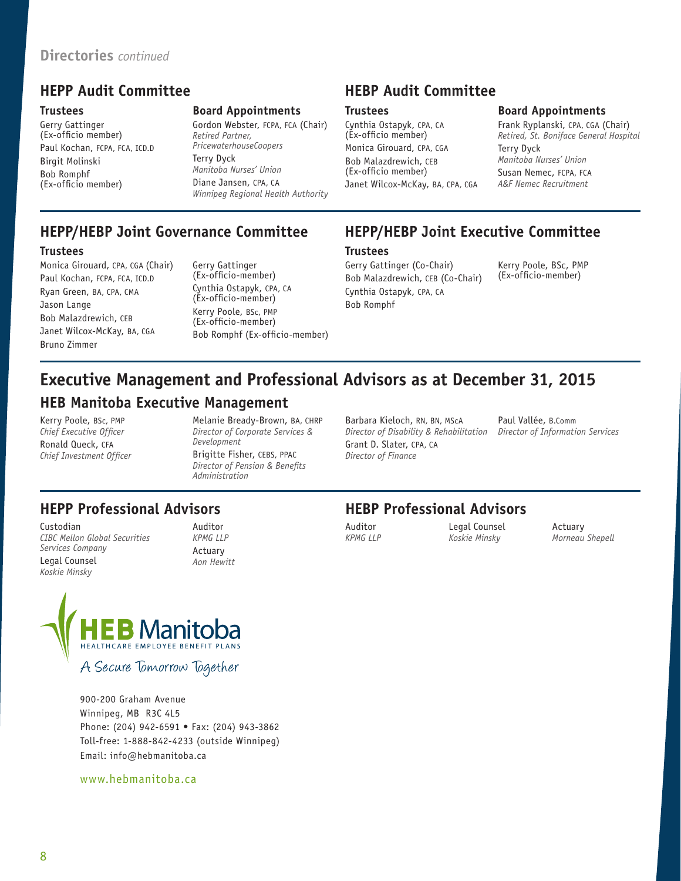## Directories *continued*

## HEPP Audit Committee

### Trustees

Gerry Gattinger (Ex-officio member)
Paul Kochan, FCPA, FCA, ICD.D
Birgit Molinski
Bob Romphf (Ex-officio member)

### Board Appointments

Gordon Webster, FCPA, FCA (Chair)
*Retired Partner, PricewaterhouseCoopers*
Terry Dyck
*Manitoba Nurses' Union*
Diane Jansen, CPA, CA
*Winnipeg Regional Health Authority*

## HEBP Audit Committee

### Trustees

Cynthia Ostapyk, CPA, CA (Ex-officio member)
Monica Girouard, CPA, CGA
Bob Malazdrewich, CEB (Ex-officio member)
Janet Wilcox-McKay, BA, CPA, CGA

### Board Appointments

Frank Ryplanski, CPA, CGA (Chair)
*Retired, St. Boniface General Hospital*
Terry Dyck
*Manitoba Nurses' Union*
Susan Nemec, FCPA, FCA
*A&F Nemec Recruitment*

## HEPP/HEBP Joint Governance Committee

### Trustees

Monica Girouard, CPA, CGA (Chair)
Paul Kochan, FCPA, FCA, ICD.D
Ryan Green, BA, CPA, CMA
Jason Lange
Bob Malazdrewich, CEB
Janet Wilcox-McKay, BA, CGA
Bruno Zimmer
Gerry Gattinger (Ex-officio-member)
Cynthia Ostapyk, CPA, CA (Ex-officio-member)
Kerry Poole, BSc, PMP (Ex-officio-member)
Bob Romphf (Ex-officio-member)

## HEPP/HEBP Joint Executive Committee

### Trustees

Gerry Gattinger (Co-Chair)
Bob Malazdrewich, CEB (Co-Chair)
Cynthia Ostapyk, CPA, CA
Bob Romphf
Kerry Poole, BSc, PMP (Ex-officio-member)

# Executive Management and Professional Advisors as at December 31, 2015

## HEB Manitoba Executive Management

Kerry Poole, BSc, PMP
*Chief Executive Officer*
Ronald Queck, CFA
*Chief Investment Officer*
Melanie Bready-Brown, BA, CHRP
*Director of Corporate Services & Development*
Brigitte Fisher, CEBS, PPAC
*Director of Pension & Benefits Administration*
Barbara Kieloch, RN, BN, MScA
*Director of Disability & Rehabilitation*
Grant D. Slater, CPA, CA
*Director of Finance*
Paul Vallée, B.Comm
*Director of Information Services*

## HEPP Professional Advisors

Custodian
*CIBC Mellon Global Securities Services Company*
Legal Counsel
*Koskie Minsky*
Auditor
*KPMG LLP*
Actuary
*Aon Hewitt*

## HEBP Professional Advisors

Auditor
*KPMG LLP*
Legal Counsel
*Koskie Minsky*
Actuary
*Morneau Shepell*

HEB Manitoba
HEALTHCARE EMPLOYEE BENEFIT PLANS
A Secure Tomorrow Together

900-200 Graham Avenue
Winnipeg, MB R3C 4L5
Phone: (204) 942-6591 • Fax: (204) 943-3862
Toll-free: 1-888-842-4233 (outside Winnipeg)
Email: info@hebmanitoba.ca

www.hebmanitoba.ca